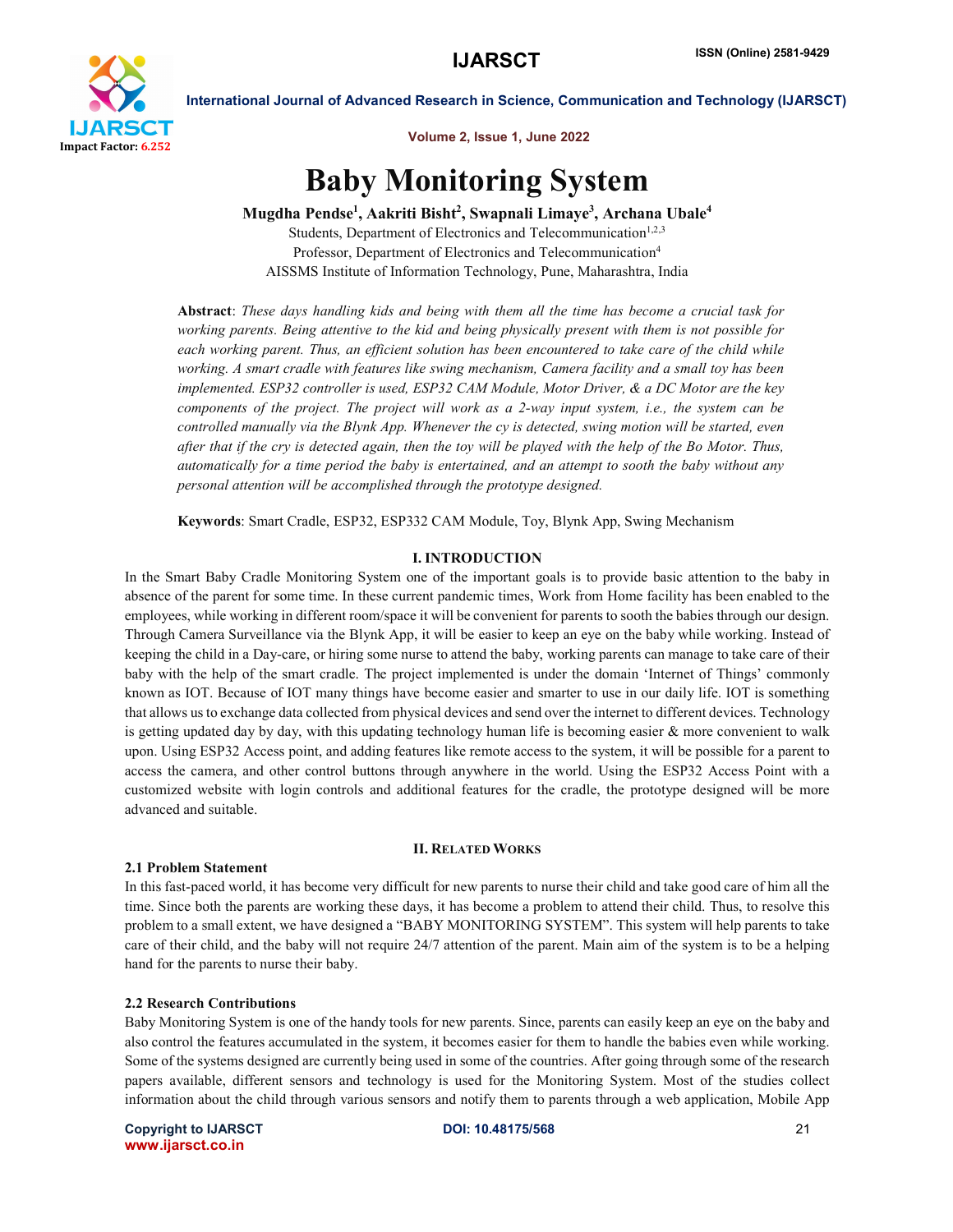# Baby Monitoring System

**Mugdha Pendse[1], Aakriti Bisht[2], Swapnali Limaye[3], Archana Ubale[4]**

Students, Department of Electronics and Telecommunication[1,2,3]

Professor, Department of Electronics and Telecommunication[4]

AISSMS Institute of Information Technology, Pune, Maharashtra, India

**Abstract**: *These days handling kids and being with them all the time has become a crucial task for working parents. Being attentive to the kid and being physically present with them is not possible for each working parent. Thus, an efficient solution has been encountered to take care of the child while working. A smart cradle with features like swing mechanism, Camera facility and a small toy has been implemented. ESP32 controller is used, ESP32 CAM Module, Motor Driver, & a DC Motor are the key components of the project. The project will work as a 2-way input system, i.e., the system can be controlled manually via the Blynk App. Whenever the cy is detected, swing motion will be started, even after that if the cry is detected again, then the toy will be played with the help of the Bo Motor. Thus, automatically for a time period the baby is entertained, and an attempt to sooth the baby without any personal attention will be accomplished through the prototype designed.*

**Keywords**: Smart Cradle, ESP32, ESP332 CAM Module, Toy, Blynk App, Swing Mechanism

## I. INTRODUCTION

In the Smart Baby Cradle Monitoring System one of the important goals is to provide basic attention to the baby in absence of the parent for some time. In these current pandemic times, Work from Home facility has been enabled to the employees, while working in different room/space it will be convenient for parents to sooth the babies through our design. Through Camera Surveillance via the Blynk App, it will be easier to keep an eye on the baby while working. Instead of keeping the child in a Day-care, or hiring some nurse to attend the baby, working parents can manage to take care of their baby with the help of the smart cradle. The project implemented is under the domain 'Internet of Things' commonly known as IOT. Because of IOT many things have become easier and smarter to use in our daily life. IOT is something that allows us to exchange data collected from physical devices and send over the internet to different devices. Technology is getting updated day by day, with this updating technology human life is becoming easier & more convenient to walk upon. Using ESP32 Access point, and adding features like remote access to the system, it will be possible for a parent to access the camera, and other control buttons through anywhere in the world. Using the ESP32 Access Point with a customized website with login controls and additional features for the cradle, the prototype designed will be more advanced and suitable.

## II. RELATED WORKS

### 2.1 Problem Statement

In this fast-paced world, it has become very difficult for new parents to nurse their child and take good care of him all the time. Since both the parents are working these days, it has become a problem to attend their child. Thus, to resolve this problem to a small extent, we have designed a "BABY MONITORING SYSTEM". This system will help parents to take care of their child, and the baby will not require 24/7 attention of the parent. Main aim of the system is to be a helping hand for the parents to nurse their baby.

### 2.2 Research Contributions

Baby Monitoring System is one of the handy tools for new parents. Since, parents can easily keep an eye on the baby and also control the features accumulated in the system, it becomes easier for them to handle the babies even while working. Some of the systems designed are currently being used in some of the countries. After going through some of the research papers available, different sensors and technology is used for the Monitoring System. Most of the studies collect information about the child through various sensors and notify them to parents through a web application, Mobile App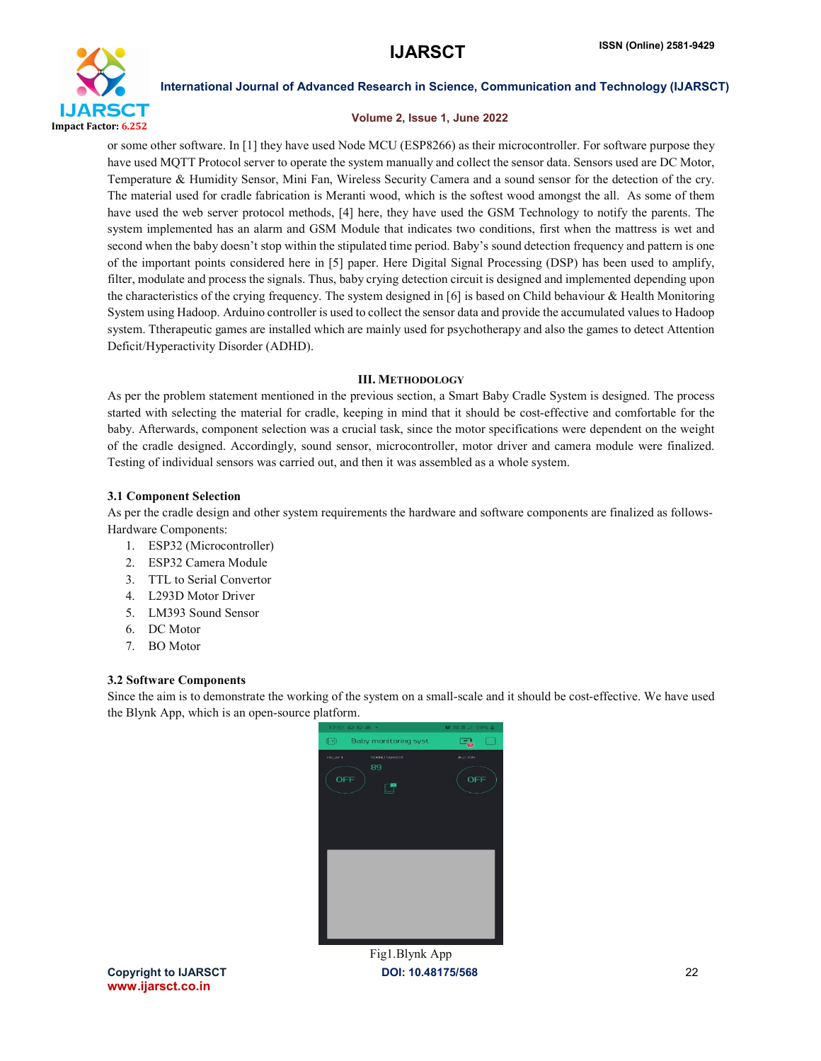or some other software. In [1] they have used Node MCU (ESP8266) as their microcontroller. For software purpose they have used MQTT Protocol server to operate the system manually and collect the sensor data. Sensors used are DC Motor, Temperature & Humidity Sensor, Mini Fan, Wireless Security Camera and a sound sensor for the detection of the cry. The material used for cradle fabrication is Meranti wood, which is the softest wood amongst the all. As some of them have used the web server protocol methods, [4] here, they have used the GSM Technology to notify the parents. The system implemented has an alarm and GSM Module that indicates two conditions, first when the mattress is wet and second when the baby doesn't stop within the stipulated time period. Baby's sound detection frequency and pattern is one of the important points considered here in [5] paper. Here Digital Signal Processing (DSP) has been used to amplify, filter, modulate and process the signals. Thus, baby crying detection circuit is designed and implemented depending upon the characteristics of the crying frequency. The system designed in [6] is based on Child behaviour & Health Monitoring System using Hadoop. Arduino controller is used to collect the sensor data and provide the accumulated values to Hadoop system. Ttherapeutic games are installed which are mainly used for psychotherapy and also the games to detect Attention Deficit/Hyperactivity Disorder (ADHD).

## III. Methodology

As per the problem statement mentioned in the previous section, a Smart Baby Cradle System is designed. The process started with selecting the material for cradle, keeping in mind that it should be cost-effective and comfortable for the baby. Afterwards, component selection was a crucial task, since the motor specifications were dependent on the weight of the cradle designed. Accordingly, sound sensor, microcontroller, motor driver and camera module were finalized. Testing of individual sensors was carried out, and then it was assembled as a whole system.

### 3.1 Component Selection

As per the cradle design and other system requirements the hardware and software components are finalized as follows-

Hardware Components:

1. ESP32 (Microcontroller)
2. ESP32 Camera Module
3. TTL to Serial Convertor
4. L293D Motor Driver
5. LM393 Sound Sensor
6. DC Motor
7. BO Motor

### 3.2 Software Components

Since the aim is to demonstrate the working of the system on a small-scale and it should be cost-effective. We have used the Blynk App, which is an open-source platform.

Fig1.Blynk App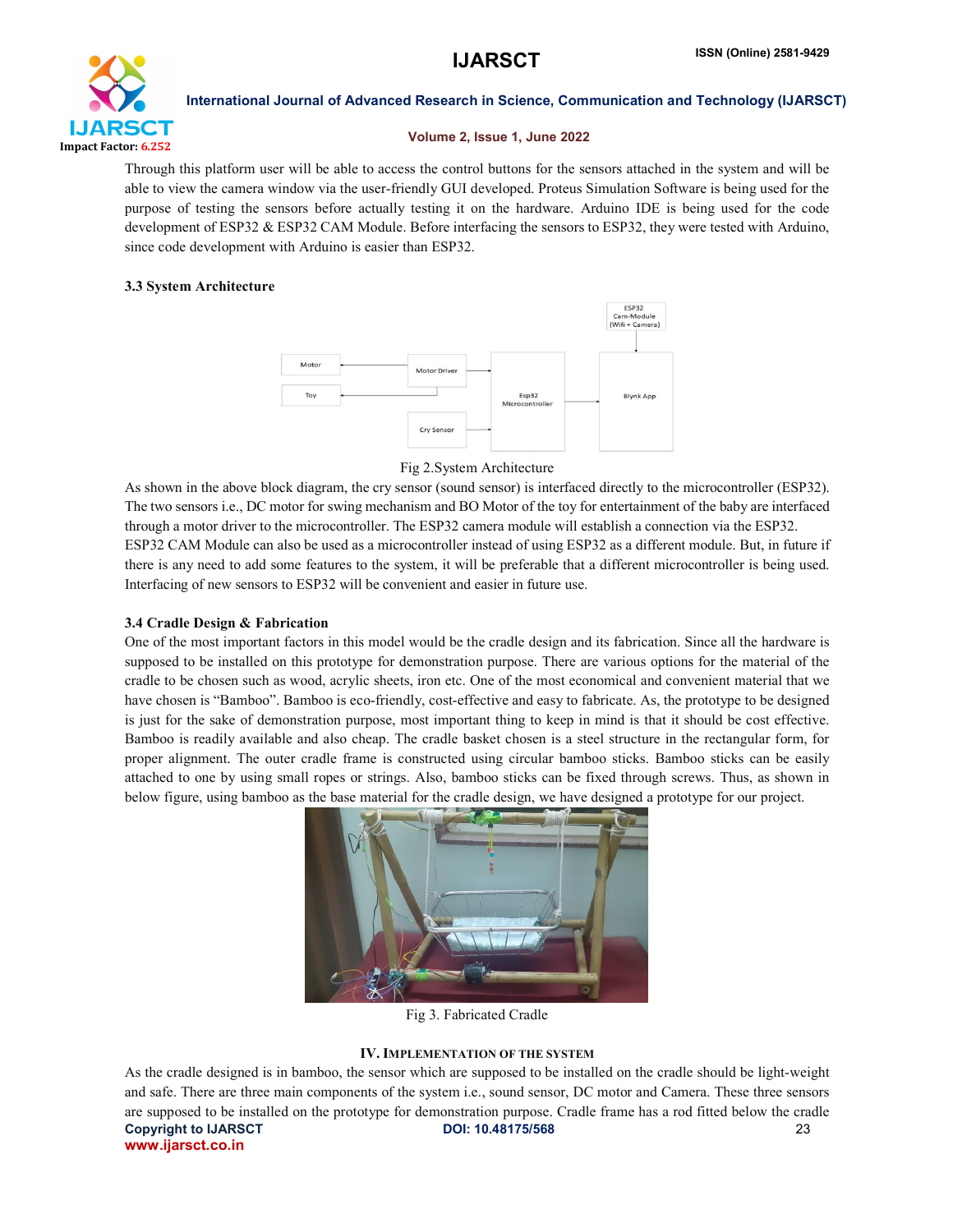Through this platform user will be able to access the control buttons for the sensors attached in the system and will be able to view the camera window via the user-friendly GUI developed. Proteus Simulation Software is being used for the purpose of testing the sensors before actually testing it on the hardware. Arduino IDE is being used for the code development of ESP32 & ESP32 CAM Module. Before interfacing the sensors to ESP32, they were tested with Arduino, since code development with Arduino is easier than ESP32.

### 3.3 System Architecture

Fig 2.System Architecture

As shown in the above block diagram, the cry sensor (sound sensor) is interfaced directly to the microcontroller (ESP32). The two sensors i.e., DC motor for swing mechanism and BO Motor of the toy for entertainment of the baby are interfaced through a motor driver to the microcontroller. The ESP32 camera module will establish a connection via the ESP32. ESP32 CAM Module can also be used as a microcontroller instead of using ESP32 as a different module. But, in future if there is any need to add some features to the system, it will be preferable that a different microcontroller is being used. Interfacing of new sensors to ESP32 will be convenient and easier in future use.

### 3.4 Cradle Design & Fabrication

One of the most important factors in this model would be the cradle design and its fabrication. Since all the hardware is supposed to be installed on this prototype for demonstration purpose. There are various options for the material of the cradle to be chosen such as wood, acrylic sheets, iron etc. One of the most economical and convenient material that we have chosen is "Bamboo". Bamboo is eco-friendly, cost-effective and easy to fabricate. As, the prototype to be designed is just for the sake of demonstration purpose, most important thing to keep in mind is that it should be cost effective. Bamboo is readily available and also cheap. The cradle basket chosen is a steel structure in the rectangular form, for proper alignment. The outer cradle frame is constructed using circular bamboo sticks. Bamboo sticks can be easily attached to one by using small ropes or strings. Also, bamboo sticks can be fixed through screws. Thus, as shown in below figure, using bamboo as the base material for the cradle design, we have designed a prototype for our project.

Fig 3. Fabricated Cradle

## IV. Implementation of the System

As the cradle designed is in bamboo, the sensor which are supposed to be installed on the cradle should be light-weight and safe. There are three main components of the system i.e., sound sensor, DC motor and Camera. These three sensors are supposed to be installed on the prototype for demonstration purpose. Cradle frame has a rod fitted below the cradle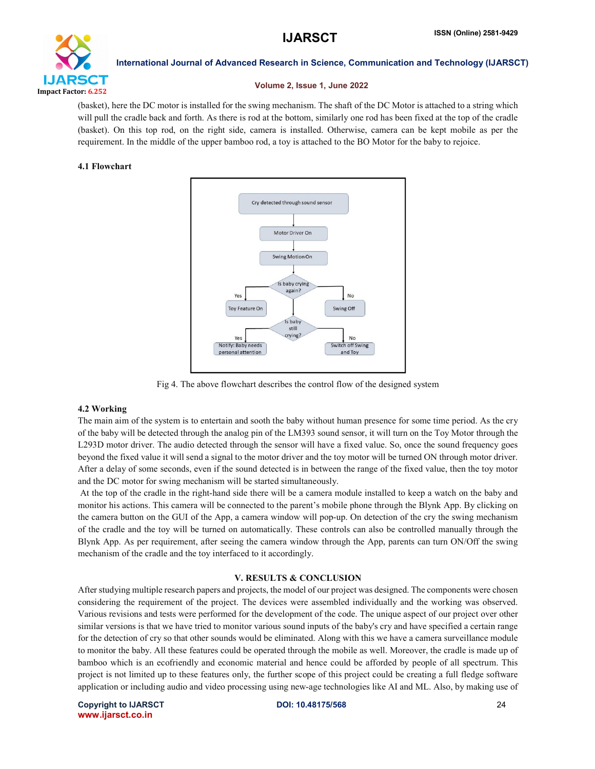(basket), here the DC motor is installed for the swing mechanism. The shaft of the DC Motor is attached to a string which will pull the cradle back and forth. As there is rod at the bottom, similarly one rod has been fixed at the top of the cradle (basket). On this top rod, on the right side, camera is installed. Otherwise, camera can be kept mobile as per the requirement. In the middle of the upper bamboo rod, a toy is attached to the BO Motor for the baby to rejoice.

### 4.1 Flowchart

Fig 4. The above flowchart describes the control flow of the designed system

### 4.2 Working

The main aim of the system is to entertain and sooth the baby without human presence for some time period. As the cry of the baby will be detected through the analog pin of the LM393 sound sensor, it will turn on the Toy Motor through the L293D motor driver. The audio detected through the sensor will have a fixed value. So, once the sound frequency goes beyond the fixed value it will send a signal to the motor driver and the toy motor will be turned ON through motor driver. After a delay of some seconds, even if the sound detected is in between the range of the fixed value, then the toy motor and the DC motor for swing mechanism will be started simultaneously.

At the top of the cradle in the right-hand side there will be a camera module installed to keep a watch on the baby and monitor his actions. This camera will be connected to the parent's mobile phone through the Blynk App. By clicking on the camera button on the GUI of the App, a camera window will pop-up. On detection of the cry the swing mechanism of the cradle and the toy will be turned on automatically. These controls can also be controlled manually through the Blynk App. As per requirement, after seeing the camera window through the App, parents can turn ON/Off the swing mechanism of the cradle and the toy interfaced to it accordingly.

## V. RESULTS & CONCLUSION

After studying multiple research papers and projects, the model of our project was designed. The components were chosen considering the requirement of the project. The devices were assembled individually and the working was observed. Various revisions and tests were performed for the development of the code. The unique aspect of our project over other similar versions is that we have tried to monitor various sound inputs of the baby's cry and have specified a certain range for the detection of cry so that other sounds would be eliminated. Along with this we have a camera surveillance module to monitor the baby. All these features could be operated through the mobile as well. Moreover, the cradle is made up of bamboo which is an ecofriendly and economic material and hence could be afforded by people of all spectrum. This project is not limited up to these features only, the further scope of this project could be creating a full fledge software application or including audio and video processing using new-age technologies like AI and ML. Also, by making use of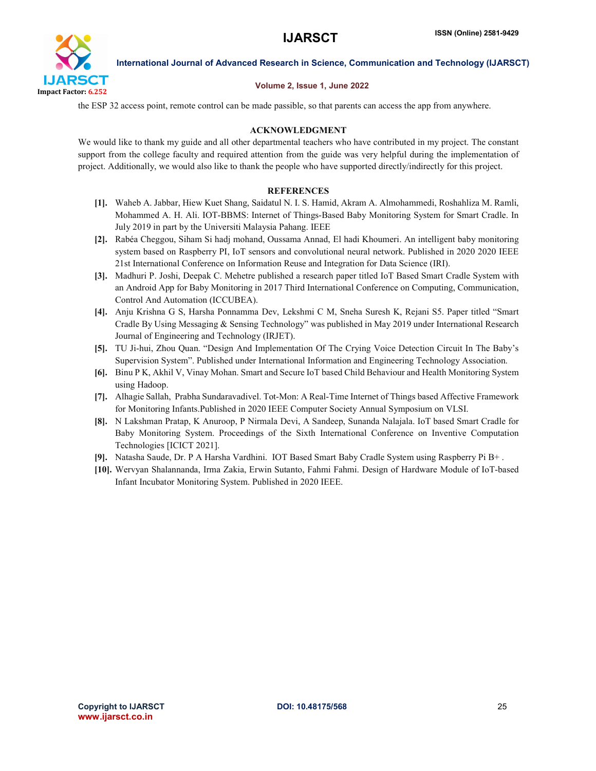the ESP 32 access point, remote control can be made passible, so that parents can access the app from anywhere.

## ACKNOWLEDGMENT

We would like to thank my guide and all other departmental teachers who have contributed in my project. The constant support from the college faculty and required attention from the guide was very helpful during the implementation of project. Additionally, we would also like to thank the people who have supported directly/indirectly for this project.

## REFERENCES

[1]. Waheb A. Jabbar, Hiew Kuet Shang, Saidatul N. I. S. Hamid, Akram A. Almohammedi, Roshahliza M. Ramli, Mohammed A. H. Ali. IOT-BBMS: Internet of Things-Based Baby Monitoring System for Smart Cradle. In July 2019 in part by the Universiti Malaysia Pahang. IEEE

[2]. Rabéa Cheggou, Siham Si hadj mohand, Oussama Annad, El hadi Khoumeri. An intelligent baby monitoring system based on Raspberry PI, IoT sensors and convolutional neural network. Published in 2020 2020 IEEE 21st International Conference on Information Reuse and Integration for Data Science (IRI).

[3]. Madhuri P. Joshi, Deepak C. Mehetre published a research paper titled IoT Based Smart Cradle System with an Android App for Baby Monitoring in 2017 Third International Conference on Computing, Communication, Control And Automation (ICCUBEA).

[4]. Anju Krishna G S, Harsha Ponnamma Dev, Lekshmi C M, Sneha Suresh K, Rejani S5. Paper titled "Smart Cradle By Using Messaging & Sensing Technology" was published in May 2019 under International Research Journal of Engineering and Technology (IRJET).

[5]. TU Ji-hui, Zhou Quan. "Design And Implementation Of The Crying Voice Detection Circuit In The Baby's Supervision System". Published under International Information and Engineering Technology Association.

[6]. Binu P K, Akhil V, Vinay Mohan. Smart and Secure IoT based Child Behaviour and Health Monitoring System using Hadoop.

[7]. Alhagie Sallah, Prabha Sundaravadivel. Tot-Mon: A Real-Time Internet of Things based Affective Framework for Monitoring Infants.Published in 2020 IEEE Computer Society Annual Symposium on VLSI.

[8]. N Lakshman Pratap, K Anuroop, P Nirmala Devi, A Sandeep, Sunanda Nalajala. IoT based Smart Cradle for Baby Monitoring System. Proceedings of the Sixth International Conference on Inventive Computation Technologies [ICICT 2021].

[9]. Natasha Saude, Dr. P A Harsha Vardhini. IOT Based Smart Baby Cradle System using Raspberry Pi B+ .

[10]. Wervyan Shalannanda, Irma Zakia, Erwin Sutanto, Fahmi Fahmi. Design of Hardware Module of IoT-based Infant Incubator Monitoring System. Published in 2020 IEEE.